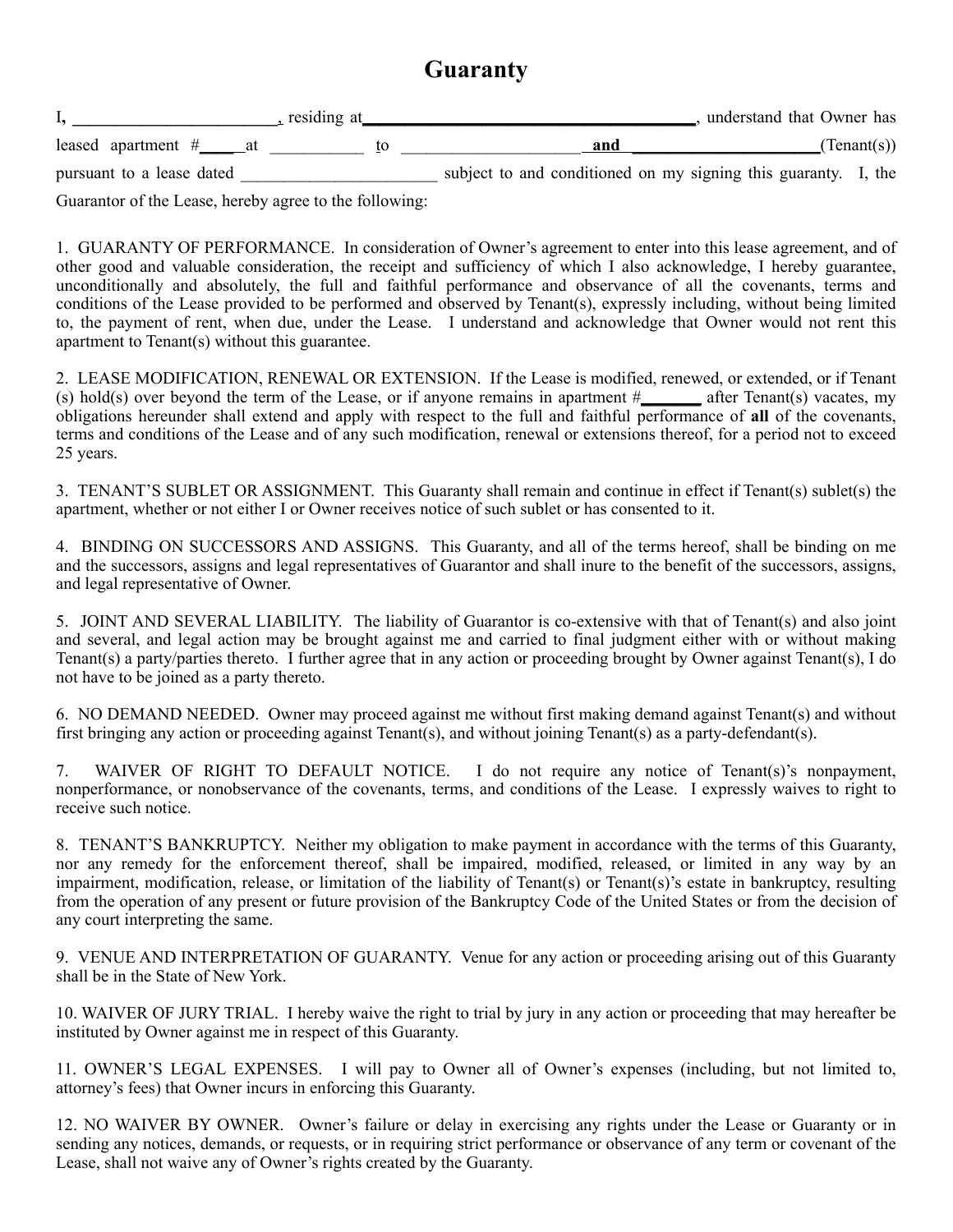# Guaranty

I, ________________________, residing at________________________________________, understand that Owner has leased apartment #_____at ___________ to ______________________ and ______________________(Tenant(s)) pursuant to a lease dated _______________________ subject to and conditioned on my signing this guaranty. I, the Guarantor of the Lease, hereby agree to the following:

1. GUARANTY OF PERFORMANCE. In consideration of Owner's agreement to enter into this lease agreement, and of other good and valuable consideration, the receipt and sufficiency of which I also acknowledge, I hereby guarantee, unconditionally and absolutely, the full and faithful performance and observance of all the covenants, terms and conditions of the Lease provided to be performed and observed by Tenant(s), expressly including, without being limited to, the payment of rent, when due, under the Lease. I understand and acknowledge that Owner would not rent this apartment to Tenant(s) without this guarantee.

2. LEASE MODIFICATION, RENEWAL OR EXTENSION. If the Lease is modified, renewed, or extended, or if Tenant (s) hold(s) over beyond the term of the Lease, or if anyone remains in apartment #_______ after Tenant(s) vacates, my obligations hereunder shall extend and apply with respect to the full and faithful performance of **all** of the covenants, terms and conditions of the Lease and of any such modification, renewal or extensions thereof, for a period not to exceed 25 years.

3. TENANT'S SUBLET OR ASSIGNMENT. This Guaranty shall remain and continue in effect if Tenant(s) sublet(s) the apartment, whether or not either I or Owner receives notice of such sublet or has consented to it.

4. BINDING ON SUCCESSORS AND ASSIGNS. This Guaranty, and all of the terms hereof, shall be binding on me and the successors, assigns and legal representatives of Guarantor and shall inure to the benefit of the successors, assigns, and legal representative of Owner.

5. JOINT AND SEVERAL LIABILITY. The liability of Guarantor is co-extensive with that of Tenant(s) and also joint and several, and legal action may be brought against me and carried to final judgment either with or without making Tenant(s) a party/parties thereto. I further agree that in any action or proceeding brought by Owner against Tenant(s), I do not have to be joined as a party thereto.

6. NO DEMAND NEEDED. Owner may proceed against me without first making demand against Tenant(s) and without first bringing any action or proceeding against Tenant(s), and without joining Tenant(s) as a party-defendant(s).

7. WAIVER OF RIGHT TO DEFAULT NOTICE. I do not require any notice of Tenant(s)'s nonpayment, nonperformance, or nonobservance of the covenants, terms, and conditions of the Lease. I expressly waives to right to receive such notice.

8. TENANT'S BANKRUPTCY. Neither my obligation to make payment in accordance with the terms of this Guaranty, nor any remedy for the enforcement thereof, shall be impaired, modified, released, or limited in any way by an impairment, modification, release, or limitation of the liability of Tenant(s) or Tenant(s)'s estate in bankruptcy, resulting from the operation of any present or future provision of the Bankruptcy Code of the United States or from the decision of any court interpreting the same.

9. VENUE AND INTERPRETATION OF GUARANTY. Venue for any action or proceeding arising out of this Guaranty shall be in the State of New York.

10. WAIVER OF JURY TRIAL. I hereby waive the right to trial by jury in any action or proceeding that may hereafter be instituted by Owner against me in respect of this Guaranty.

11. OWNER'S LEGAL EXPENSES. I will pay to Owner all of Owner's expenses (including, but not limited to, attorney's fees) that Owner incurs in enforcing this Guaranty.

12. NO WAIVER BY OWNER. Owner's failure or delay in exercising any rights under the Lease or Guaranty or in sending any notices, demands, or requests, or in requiring strict performance or observance of any term or covenant of the Lease, shall not waive any of Owner's rights created by the Guaranty.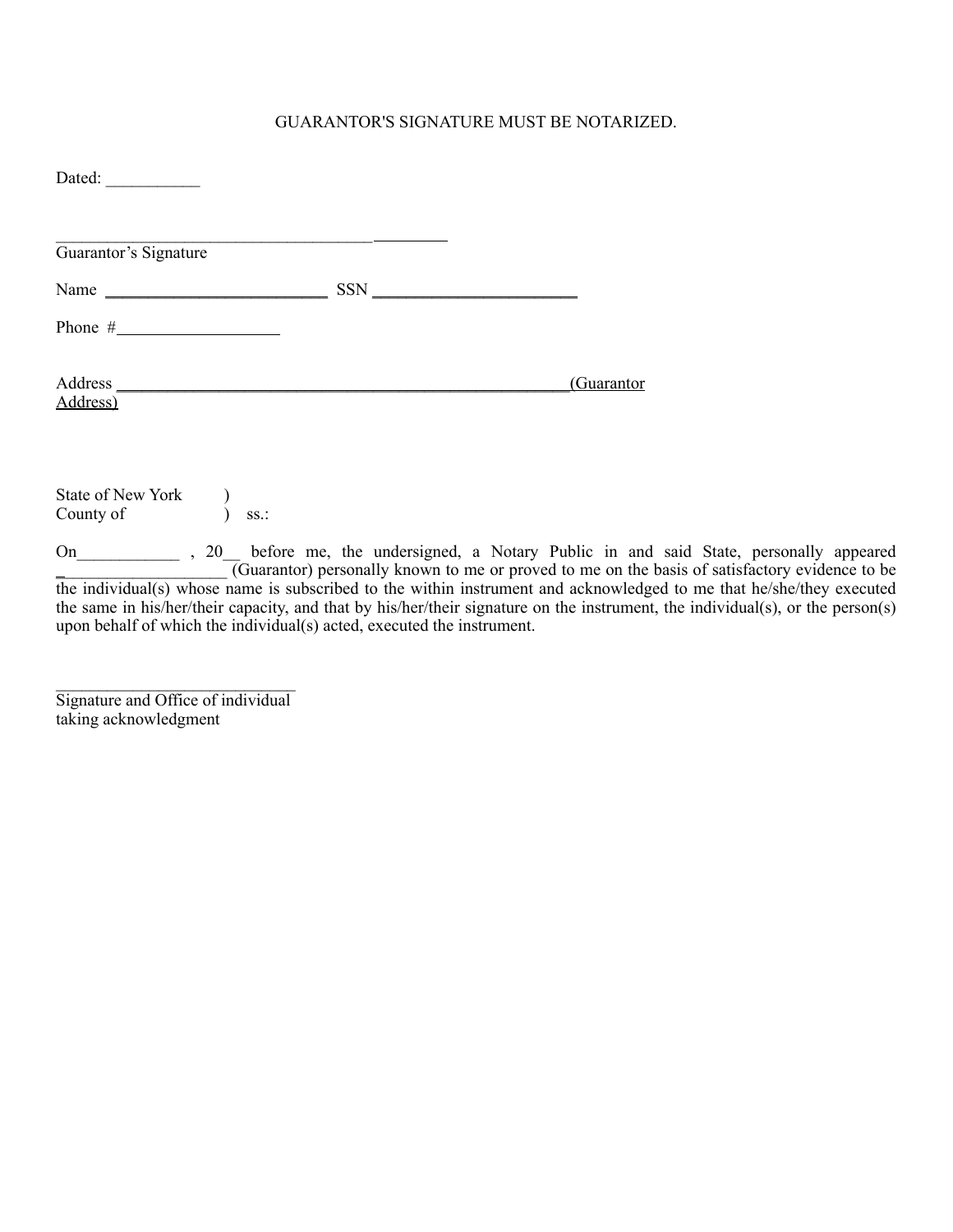GUARANTOR'S SIGNATURE MUST BE NOTARIZED.

Dated: ___________

______________________________________________

Guarantor's Signature

Name ___________________________ SSN _________________________

Phone #___________________

Address ________________________________________________________(Guarantor Address)

State of New York )
County of ) ss.:

On____________ , 20__ before me, the undersigned, a Notary Public in and said State, personally appeared ___________________ (Guarantor) personally known to me or proved to me on the basis of satisfactory evidence to be the individual(s) whose name is subscribed to the within instrument and acknowledged to me that he/she/they executed the same in his/her/their capacity, and that by his/her/their signature on the instrument, the individual(s), or the person(s) upon behalf of which the individual(s) acted, executed the instrument.

_____________________________

Signature and Office of individual taking acknowledgment